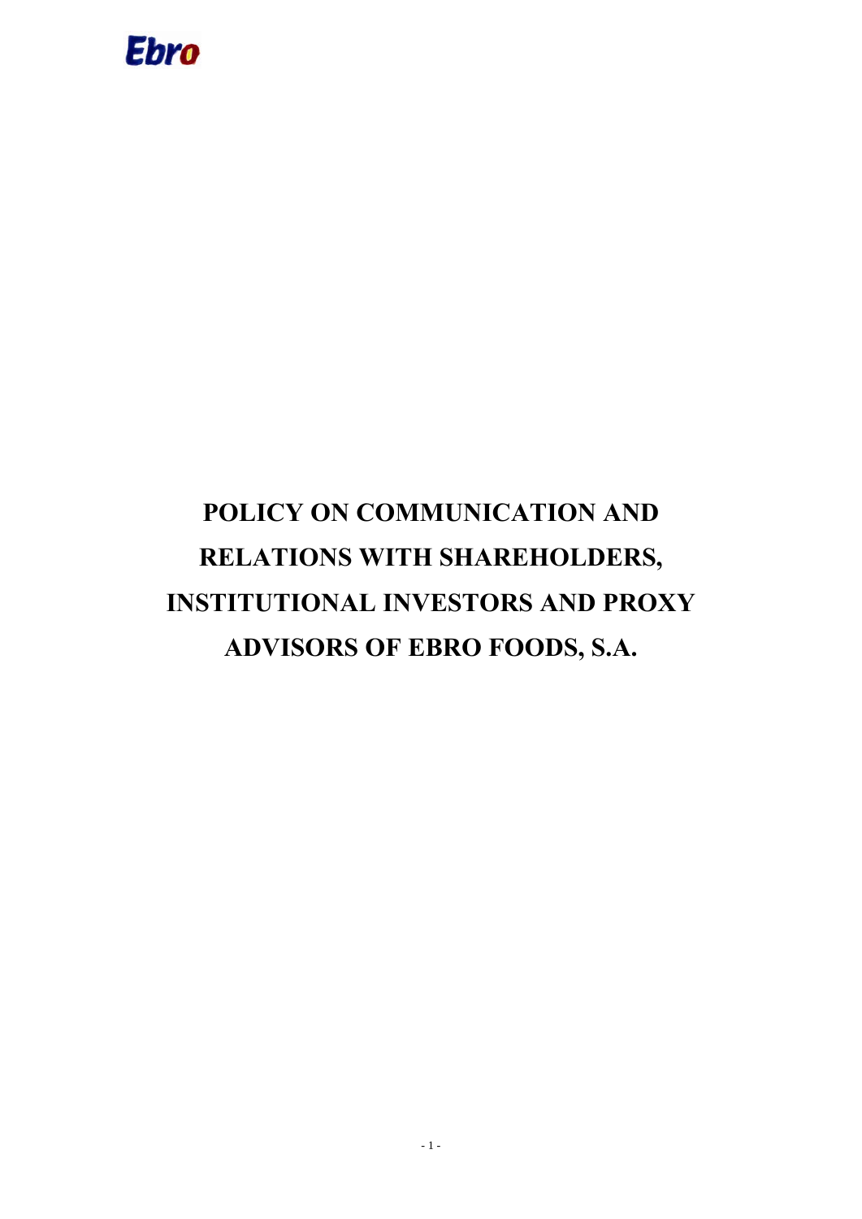Ebro

# POLICY ON COMMUNICATION AND RELATIONS WITH SHAREHOLDERS, INSTITUTIONAL INVESTORS AND PROXY ADVISORS OF EBRO FOODS, S.A.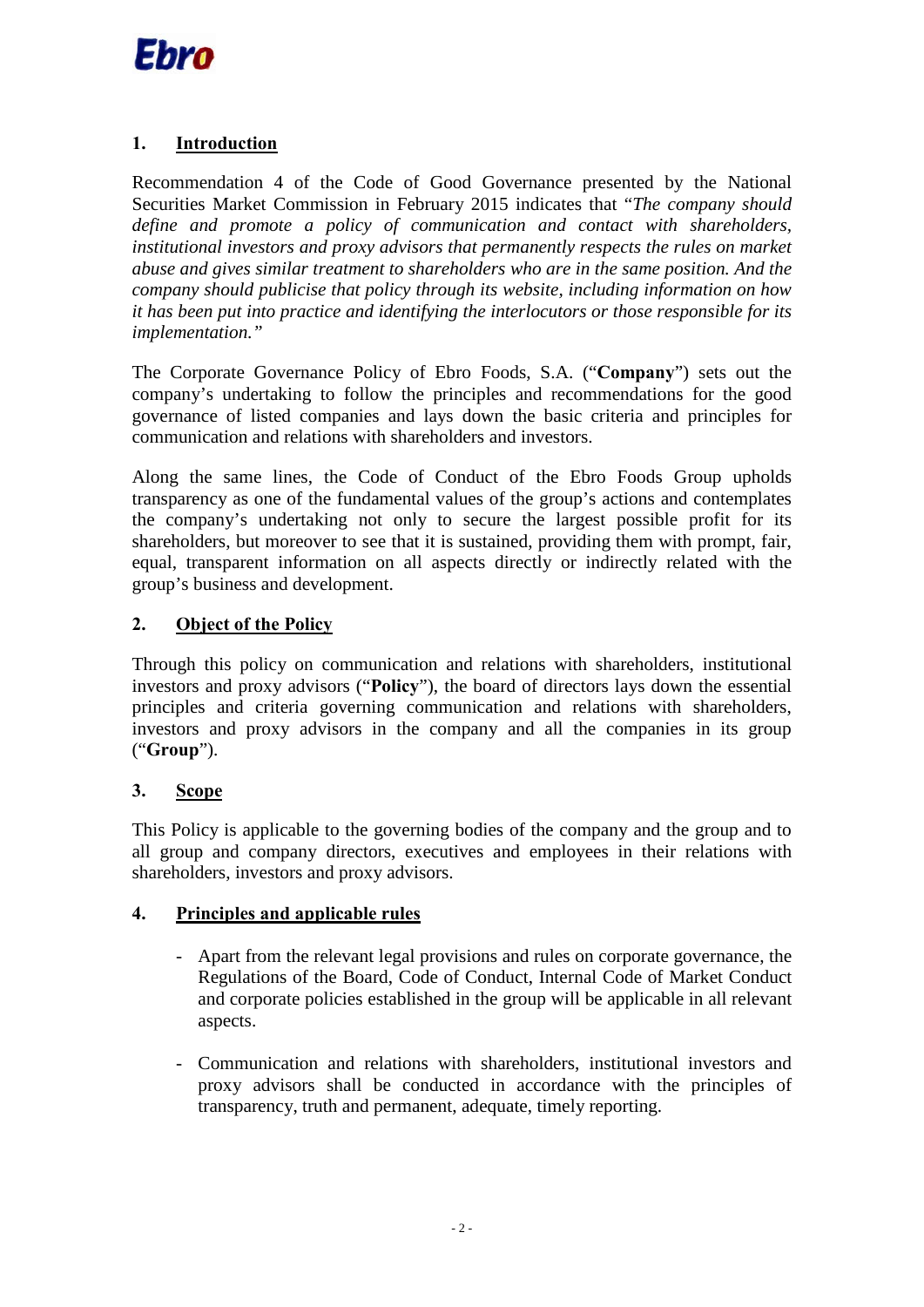## 1. Introduction

Recommendation 4 of the Code of Good Governance presented by the National Securities Market Commission in February 2015 indicates that "*The company should define and promote a policy of communication and contact with shareholders, institutional investors and proxy advisors that permanently respects the rules on market abuse and gives similar treatment to shareholders who are in the same position. And the company should publicise that policy through its website, including information on how it has been put into practice and identifying the interlocutors or those responsible for its implementation.*"

The Corporate Governance Policy of Ebro Foods, S.A. ("**Company**") sets out the company's undertaking to follow the principles and recommendations for the good governance of listed companies and lays down the basic criteria and principles for communication and relations with shareholders and investors.

Along the same lines, the Code of Conduct of the Ebro Foods Group upholds transparency as one of the fundamental values of the group's actions and contemplates the company's undertaking not only to secure the largest possible profit for its shareholders, but moreover to see that it is sustained, providing them with prompt, fair, equal, transparent information on all aspects directly or indirectly related with the group's business and development.

## 2. Object of the Policy

Through this policy on communication and relations with shareholders, institutional investors and proxy advisors ("**Policy**"), the board of directors lays down the essential principles and criteria governing communication and relations with shareholders, investors and proxy advisors in the company and all the companies in its group ("**Group**").

## 3. Scope

This Policy is applicable to the governing bodies of the company and the group and to all group and company directors, executives and employees in their relations with shareholders, investors and proxy advisors.

## 4. Principles and applicable rules

- Apart from the relevant legal provisions and rules on corporate governance, the Regulations of the Board, Code of Conduct, Internal Code of Market Conduct and corporate policies established in the group will be applicable in all relevant aspects.

- Communication and relations with shareholders, institutional investors and proxy advisors shall be conducted in accordance with the principles of transparency, truth and permanent, adequate, timely reporting.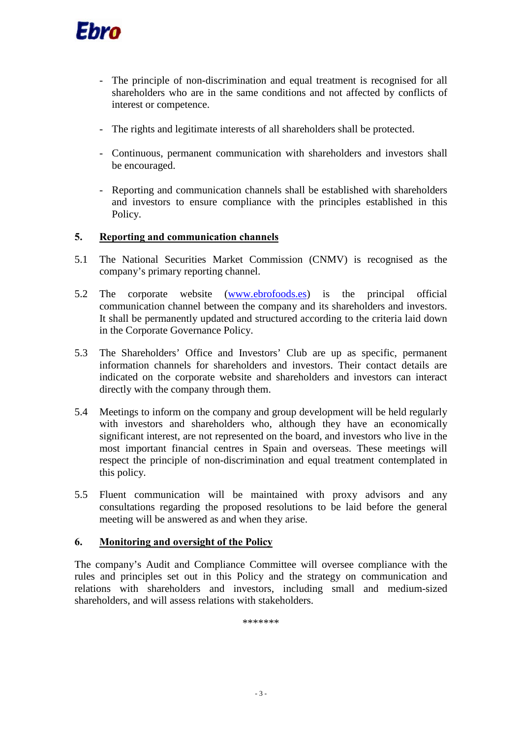- The principle of non-discrimination and equal treatment is recognised for all shareholders who are in the same conditions and not affected by conflicts of interest or competence.

- The rights and legitimate interests of all shareholders shall be protected.

- Continuous, permanent communication with shareholders and investors shall be encouraged.

- Reporting and communication channels shall be established with shareholders and investors to ensure compliance with the principles established in this Policy.

## 5. Reporting and communication channels

5.1 The National Securities Market Commission (CNMV) is recognised as the company's primary reporting channel.

5.2 The corporate website ([www.ebrofoods.es](http://www.ebrofoods.es)) is the principal official communication channel between the company and its shareholders and investors. It shall be permanently updated and structured according to the criteria laid down in the Corporate Governance Policy.

5.3 The Shareholders' Office and Investors' Club are up as specific, permanent information channels for shareholders and investors. Their contact details are indicated on the corporate website and shareholders and investors can interact directly with the company through them.

5.4 Meetings to inform on the company and group development will be held regularly with investors and shareholders who, although they have an economically significant interest, are not represented on the board, and investors who live in the most important financial centres in Spain and overseas. These meetings will respect the principle of non-discrimination and equal treatment contemplated in this policy.

5.5 Fluent communication will be maintained with proxy advisors and any consultations regarding the proposed resolutions to be laid before the general meeting will be answered as and when they arise.

## 6. Monitoring and oversight of the Policy

The company's Audit and Compliance Committee will oversee compliance with the rules and principles set out in this Policy and the strategy on communication and relations with shareholders and investors, including small and medium-sized shareholders, and will assess relations with stakeholders.

*******